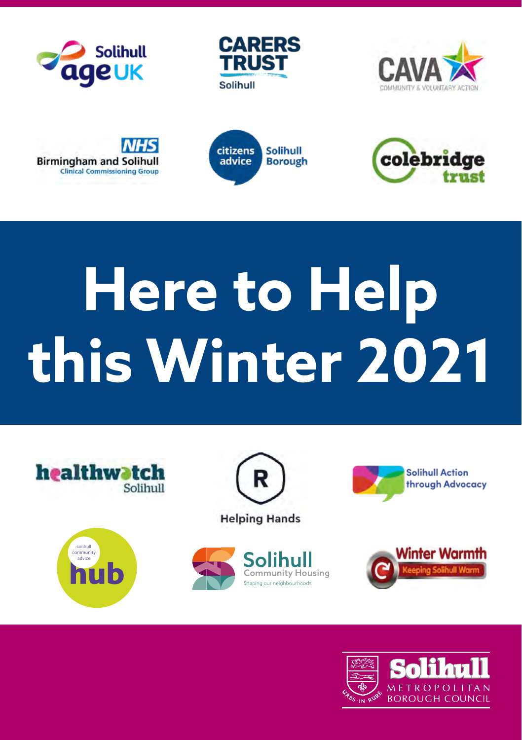Solihull Age UK

Carers Trust Solihull

CAVA Community & Voluntary Action

NHS Birmingham and Solihull Clinical Commissioning Group

citizens advice Solihull Borough

colebridge trust

# Here to Help this Winter 2021

healthwatch Solihull

Helping Hands

Solihull Action through Advocacy

solihull community advice hub

Solihull Community Housing Shaping our neighbourhoods

Winter Warmth Keeping Solihull Warm

Solihull Metropolitan Borough Council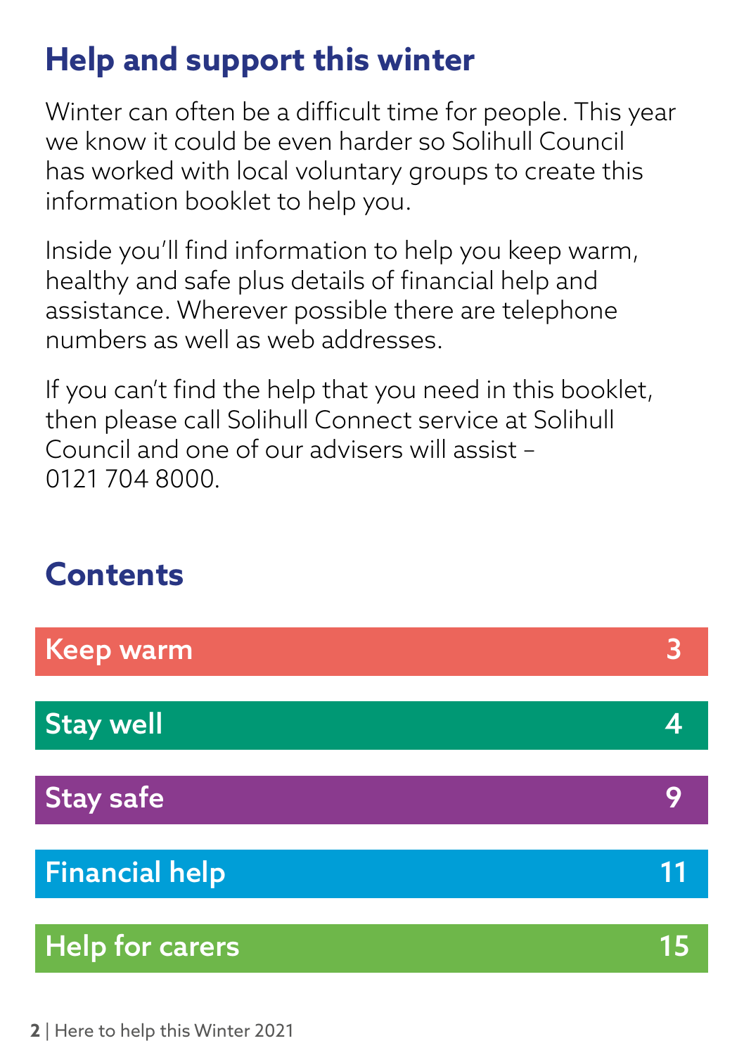## Help and support this winter

Winter can often be a difficult time for people. This year we know it could be even harder so Solihull Council has worked with local voluntary groups to create this information booklet to help you.

Inside you'll find information to help you keep warm, healthy and safe plus details of financial help and assistance. Wherever possible there are telephone numbers as well as web addresses.

If you can't find the help that you need in this booklet, then please call Solihull Connect service at Solihull Council and one of our advisers will assist – 0121 704 8000.

## Contents

| | |
|---|---|
| Keep warm | 3 |
| Stay well | 4 |
| Stay safe | 9 |
| Financial help | 11 |
| Help for carers | 15 |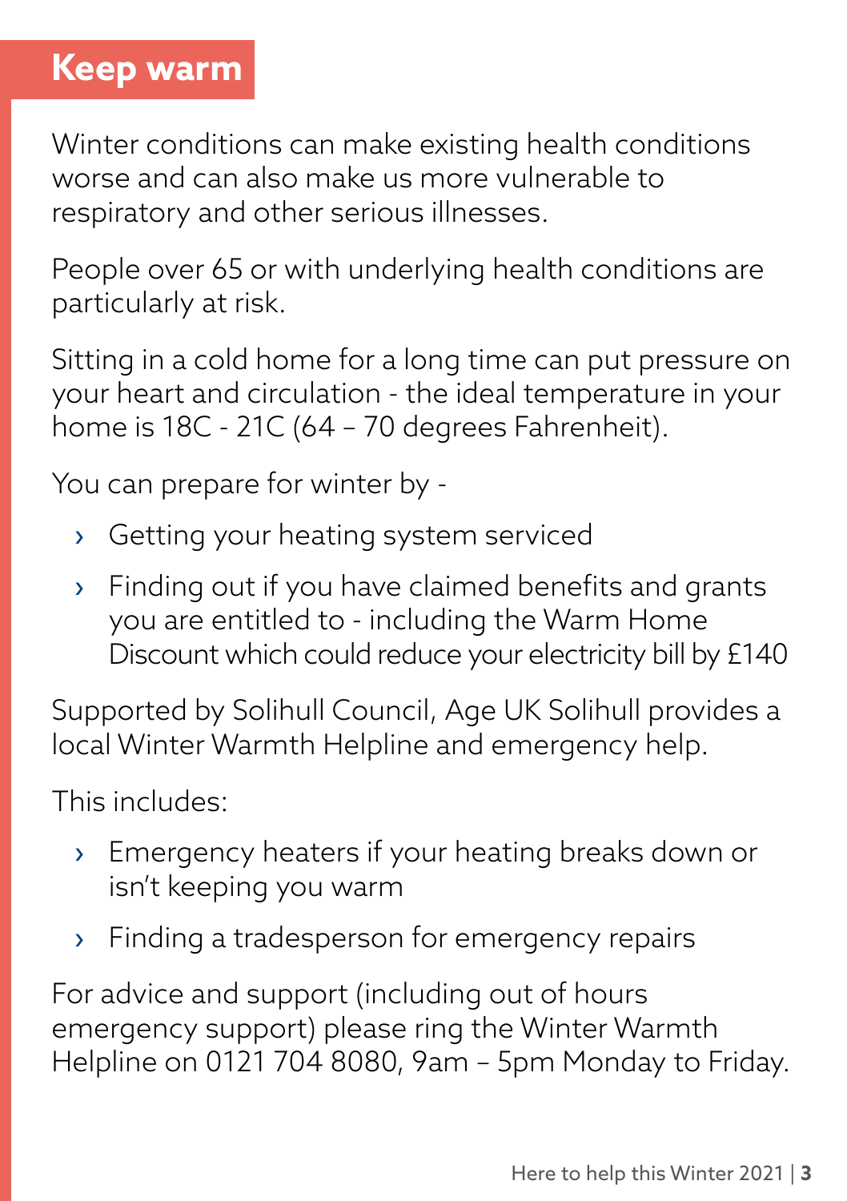# Keep warm

Winter conditions can make existing health conditions worse and can also make us more vulnerable to respiratory and other serious illnesses.

People over 65 or with underlying health conditions are particularly at risk.

Sitting in a cold home for a long time can put pressure on your heart and circulation - the ideal temperature in your home is 18C - 21C (64 – 70 degrees Fahrenheit).

You can prepare for winter by -

- Getting your heating system serviced
- Finding out if you have claimed benefits and grants you are entitled to - including the Warm Home Discount which could reduce your electricity bill by £140

Supported by Solihull Council, Age UK Solihull provides a local Winter Warmth Helpline and emergency help.

This includes:

- Emergency heaters if your heating breaks down or isn't keeping you warm
- Finding a tradesperson for emergency repairs

For advice and support (including out of hours emergency support) please ring the Winter Warmth Helpline on 0121 704 8080, 9am – 5pm Monday to Friday.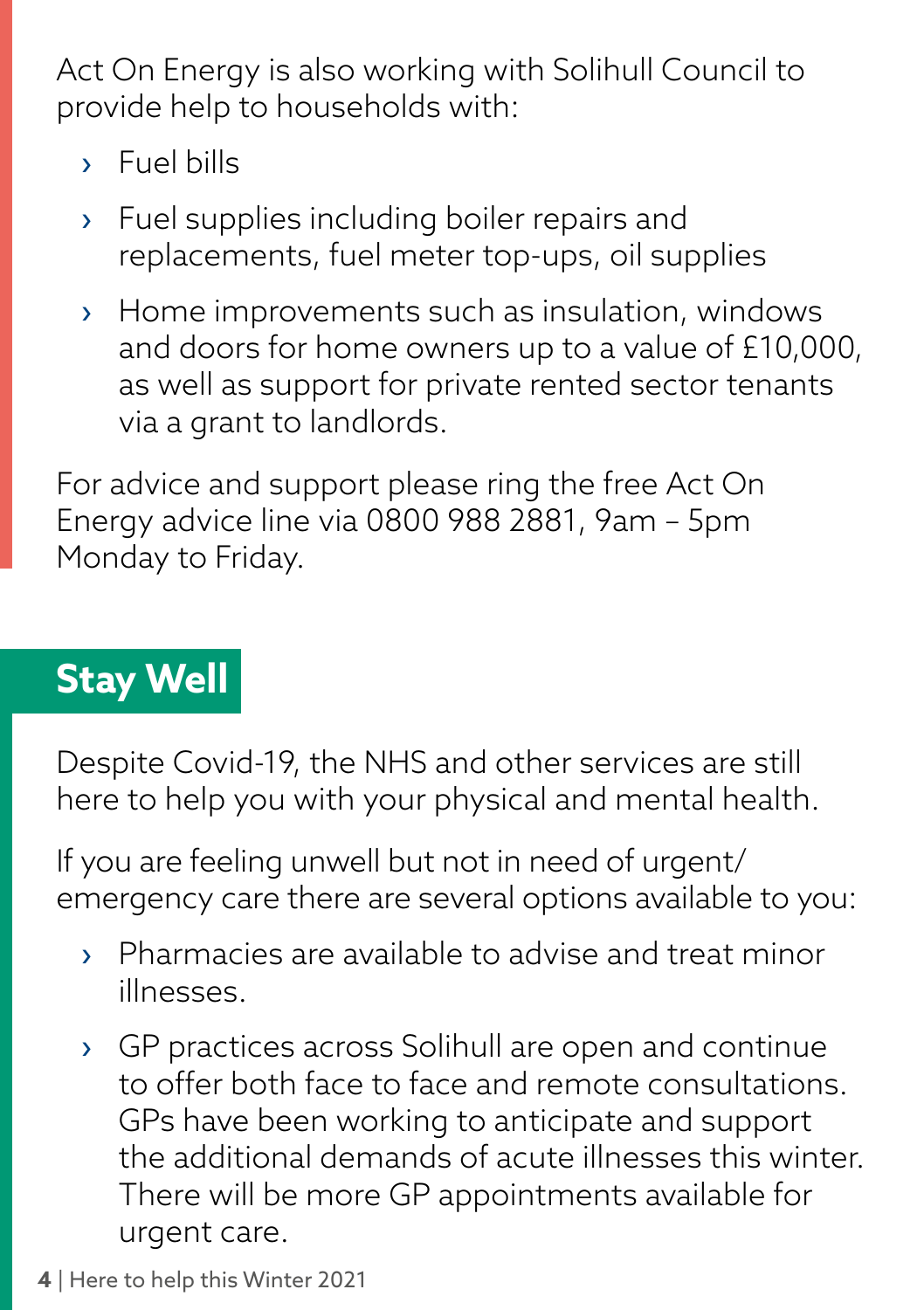Act On Energy is also working with Solihull Council to provide help to households with:

- Fuel bills
- Fuel supplies including boiler repairs and replacements, fuel meter top-ups, oil supplies
- Home improvements such as insulation, windows and doors for home owners up to a value of £10,000, as well as support for private rented sector tenants via a grant to landlords.

For advice and support please ring the free Act On Energy advice line via 0800 988 2881, 9am – 5pm Monday to Friday.

## Stay Well

Despite Covid-19, the NHS and other services are still here to help you with your physical and mental health.

If you are feeling unwell but not in need of urgent/ emergency care there are several options available to you:

- Pharmacies are available to advise and treat minor illnesses.
- GP practices across Solihull are open and continue to offer both face to face and remote consultations. GPs have been working to anticipate and support the additional demands of acute illnesses this winter. There will be more GP appointments available for urgent care.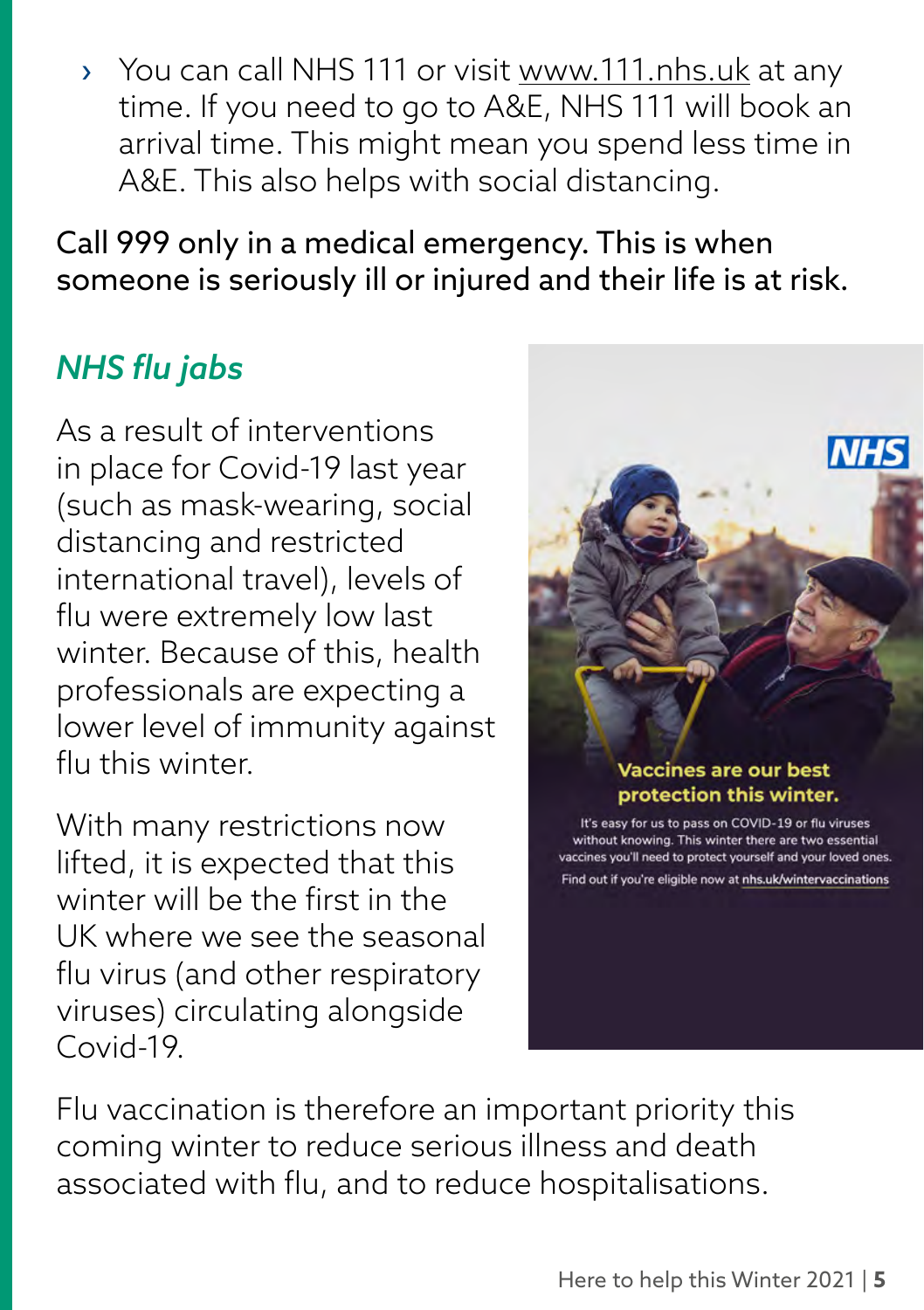- You can call NHS 111 or visit www.111.nhs.uk at any time. If you need to go to A&E, NHS 111 will book an arrival time. This might mean you spend less time in A&E. This also helps with social distancing.

Call 999 only in a medical emergency. This is when someone is seriously ill or injured and their life is at risk.

## *NHS flu jabs*

As a result of interventions in place for Covid-19 last year (such as mask-wearing, social distancing and restricted international travel), levels of flu were extremely low last winter. Because of this, health professionals are expecting a lower level of immunity against flu this winter.

With many restrictions now lifted, it is expected that this winter will be the first in the UK where we see the seasonal flu virus (and other respiratory viruses) circulating alongside Covid-19.

Vaccines are our best protection this winter.

It's easy for us to pass on COVID-19 or flu viruses without knowing. This winter there are two essential vaccines you'll need to protect yourself and your loved ones.

Find out if you're eligible now at nhs.uk/wintervaccinations

Flu vaccination is therefore an important priority this coming winter to reduce serious illness and death associated with flu, and to reduce hospitalisations.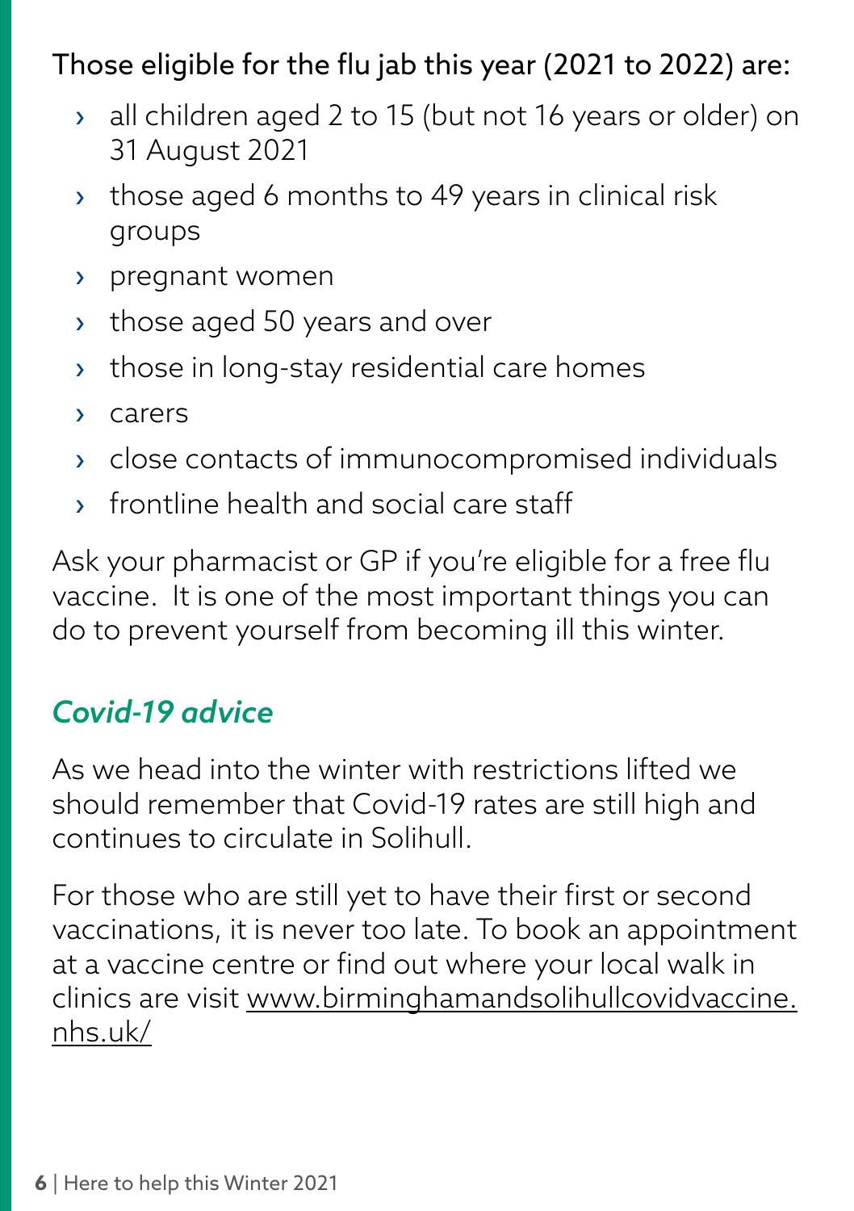Those eligible for the flu jab this year (2021 to 2022) are:

- all children aged 2 to 15 (but not 16 years or older) on 31 August 2021
- those aged 6 months to 49 years in clinical risk groups
- pregnant women
- those aged 50 years and over
- those in long-stay residential care homes
- carers
- close contacts of immunocompromised individuals
- frontline health and social care staff

Ask your pharmacist or GP if you're eligible for a free flu vaccine.  It is one of the most important things you can do to prevent yourself from becoming ill this winter.

## *Covid-19 advice*

As we head into the winter with restrictions lifted we should remember that Covid-19 rates are still high and continues to circulate in Solihull.

For those who are still yet to have their first or second vaccinations, it is never too late. To book an appointment at a vaccine centre or find out where your local walk in clinics are visit www.birminghamandsolihullcovidvaccine.nhs.uk/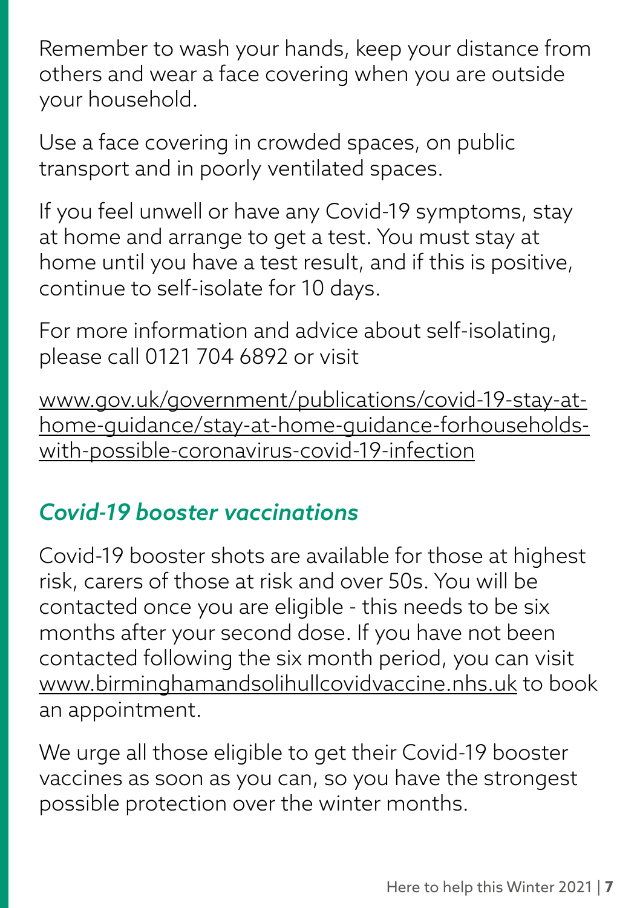Remember to wash your hands, keep your distance from others and wear a face covering when you are outside your household.

Use a face covering in crowded spaces, on public transport and in poorly ventilated spaces.

If you feel unwell or have any Covid-19 symptoms, stay at home and arrange to get a test. You must stay at home until you have a test result, and if this is positive, continue to self-isolate for 10 days.

For more information and advice about self-isolating, please call 0121 704 6892 or visit

www.gov.uk/government/publications/covid-19-stay-at-home-guidance/stay-at-home-guidance-forhouseholds-with-possible-coronavirus-covid-19-infection

## *Covid-19 booster vaccinations*

Covid-19 booster shots are available for those at highest risk, carers of those at risk and over 50s. You will be contacted once you are eligible - this needs to be six months after your second dose. If you have not been contacted following the six month period, you can visit www.birminghamandsolihullcovidvaccine.nhs.uk to book an appointment.

We urge all those eligible to get their Covid-19 booster vaccines as soon as you can, so you have the strongest possible protection over the winter months.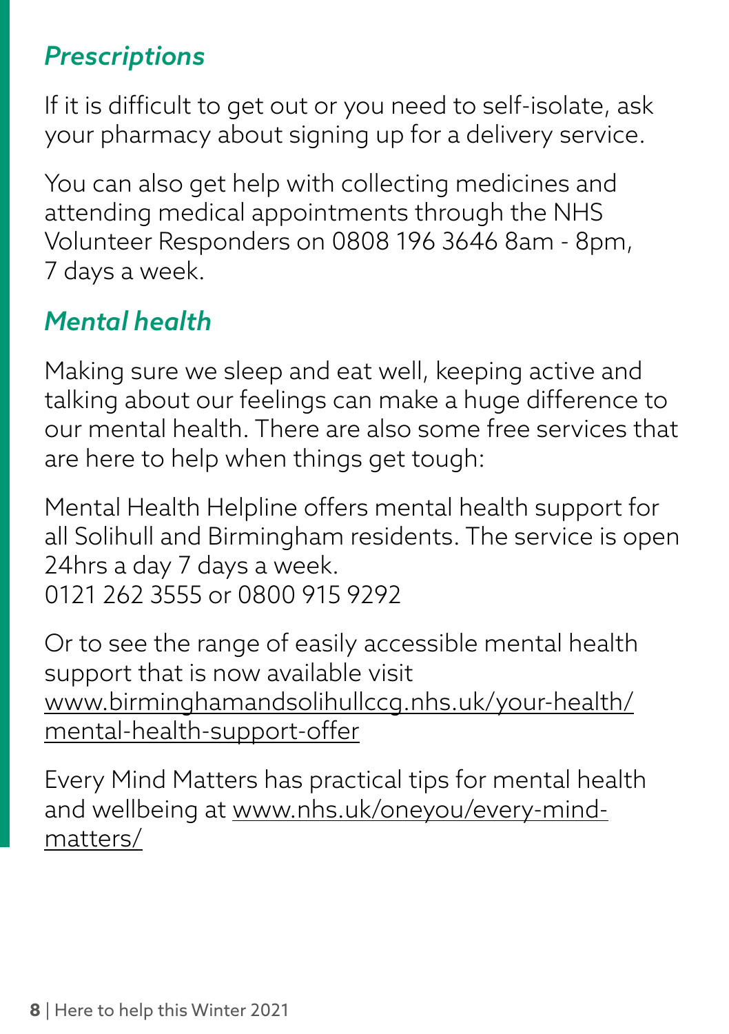## *Prescriptions*

If it is difficult to get out or you need to self-isolate, ask your pharmacy about signing up for a delivery service.

You can also get help with collecting medicines and attending medical appointments through the NHS Volunteer Responders on 0808 196 3646 8am - 8pm, 7 days a week.

## *Mental health*

Making sure we sleep and eat well, keeping active and talking about our feelings can make a huge difference to our mental health. There are also some free services that are here to help when things get tough:

Mental Health Helpline offers mental health support for all Solihull and Birmingham residents. The service is open 24hrs a day 7 days a week.
0121 262 3555 or 0800 915 9292

Or to see the range of easily accessible mental health support that is now available visit www.birminghamandsolihullccg.nhs.uk/your-health/mental-health-support-offer

Every Mind Matters has practical tips for mental health and wellbeing at www.nhs.uk/oneyou/every-mind-matters/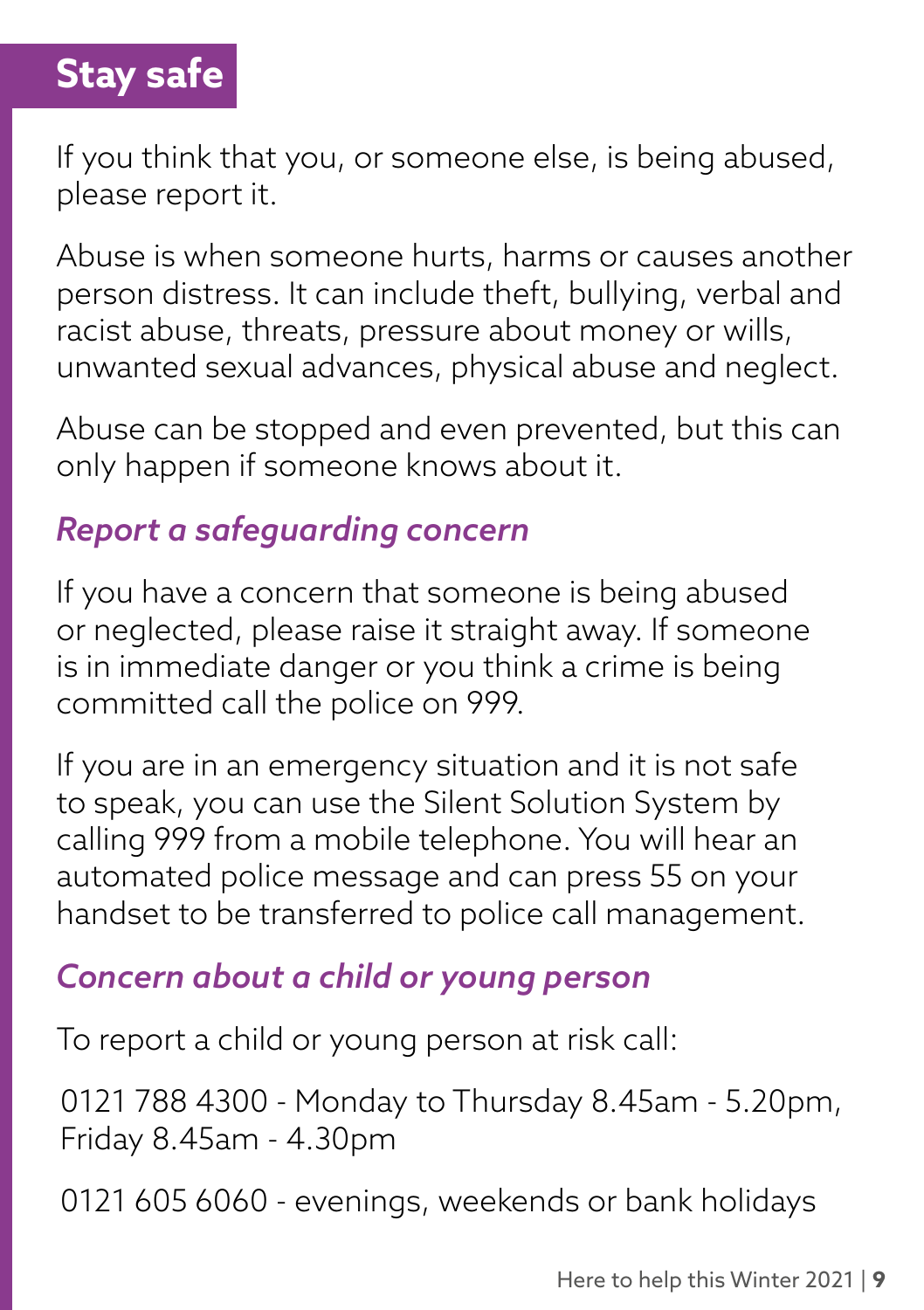# Stay safe

If you think that you, or someone else, is being abused, please report it.

Abuse is when someone hurts, harms or causes another person distress. It can include theft, bullying, verbal and racist abuse, threats, pressure about money or wills, unwanted sexual advances, physical abuse and neglect.

Abuse can be stopped and even prevented, but this can only happen if someone knows about it.

## *Report a safeguarding concern*

If you have a concern that someone is being abused or neglected, please raise it straight away. If someone is in immediate danger or you think a crime is being committed call the police on 999.

If you are in an emergency situation and it is not safe to speak, you can use the Silent Solution System by calling 999 from a mobile telephone. You will hear an automated police message and can press 55 on your handset to be transferred to police call management.

## *Concern about a child or young person*

To report a child or young person at risk call:

0121 788 4300 - Monday to Thursday 8.45am - 5.20pm, Friday 8.45am - 4.30pm

0121 605 6060 - evenings, weekends or bank holidays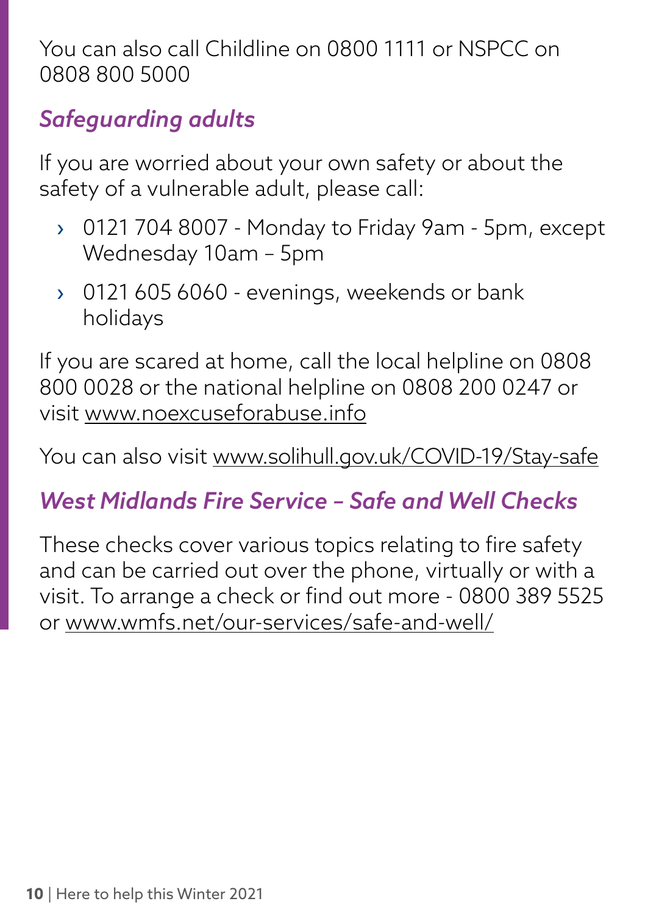You can also call Childline on 0800 1111 or NSPCC on 0808 800 5000

### *Safeguarding adults*

If you are worried about your own safety or about the safety of a vulnerable adult, please call:

- 0121 704 8007 - Monday to Friday 9am - 5pm, except Wednesday 10am – 5pm
- 0121 605 6060 - evenings, weekends or bank holidays

If you are scared at home, call the local helpline on 0808 800 0028 or the national helpline on 0808 200 0247 or visit www.noexcuseforabuse.info

You can also visit www.solihull.gov.uk/COVID-19/Stay-safe

### *West Midlands Fire Service – Safe and Well Checks*

These checks cover various topics relating to fire safety and can be carried out over the phone, virtually or with a visit. To arrange a check or find out more - 0800 389 5525 or www.wmfs.net/our-services/safe-and-well/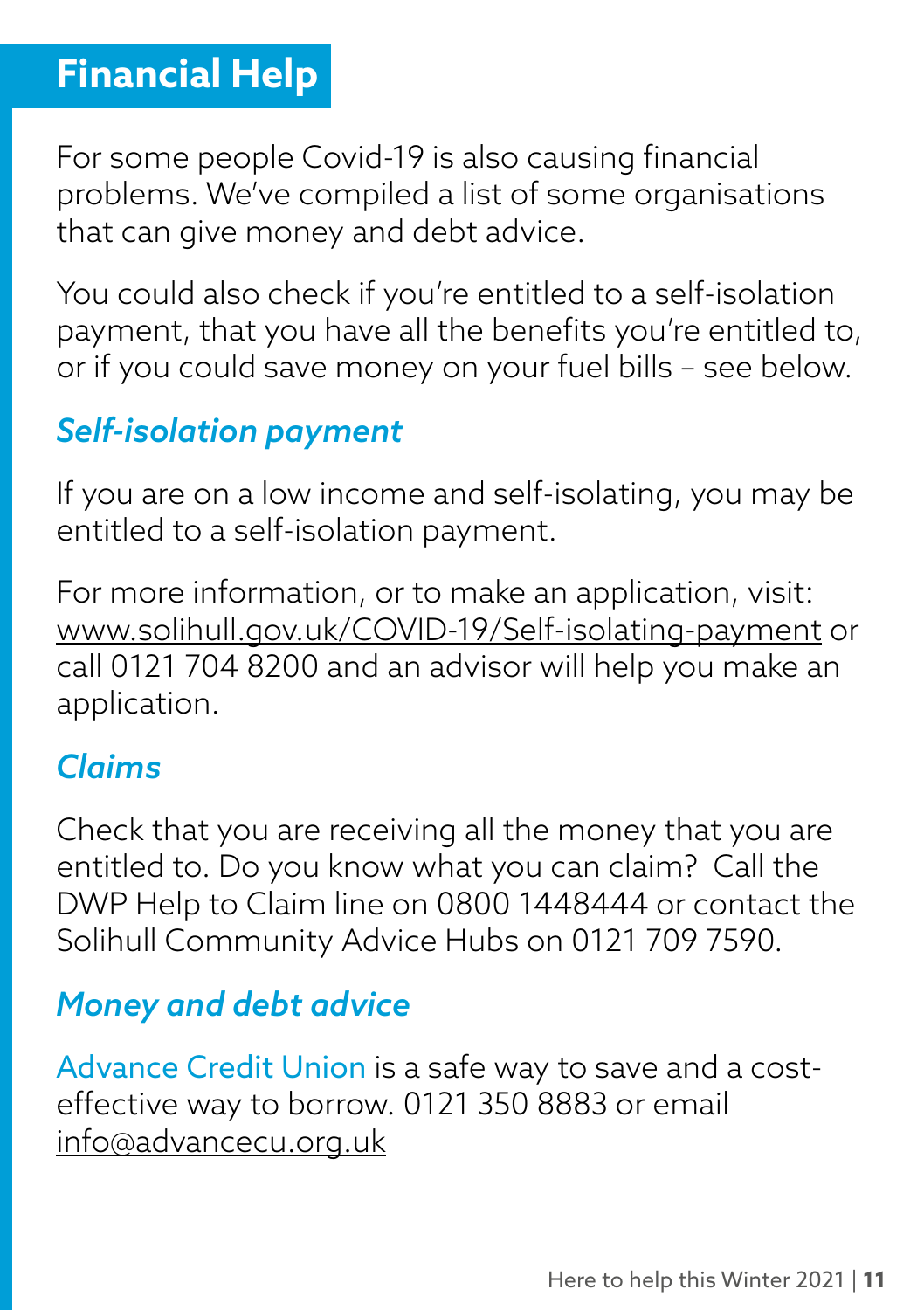# Financial Help

For some people Covid-19 is also causing financial problems. We've compiled a list of some organisations that can give money and debt advice.

You could also check if you're entitled to a self-isolation payment, that you have all the benefits you're entitled to, or if you could save money on your fuel bills – see below.

### *Self-isolation payment*

If you are on a low income and self-isolating, you may be entitled to a self-isolation payment.

For more information, or to make an application, visit: www.solihull.gov.uk/COVID-19/Self-isolating-payment or call 0121 704 8200 and an advisor will help you make an application.

### *Claims*

Check that you are receiving all the money that you are entitled to. Do you know what you can claim? Call the DWP Help to Claim line on 0800 1448444 or contact the Solihull Community Advice Hubs on 0121 709 7590.

### *Money and debt advice*

Advance Credit Union is a safe way to save and a cost-effective way to borrow. 0121 350 8883 or email info@advancecu.org.uk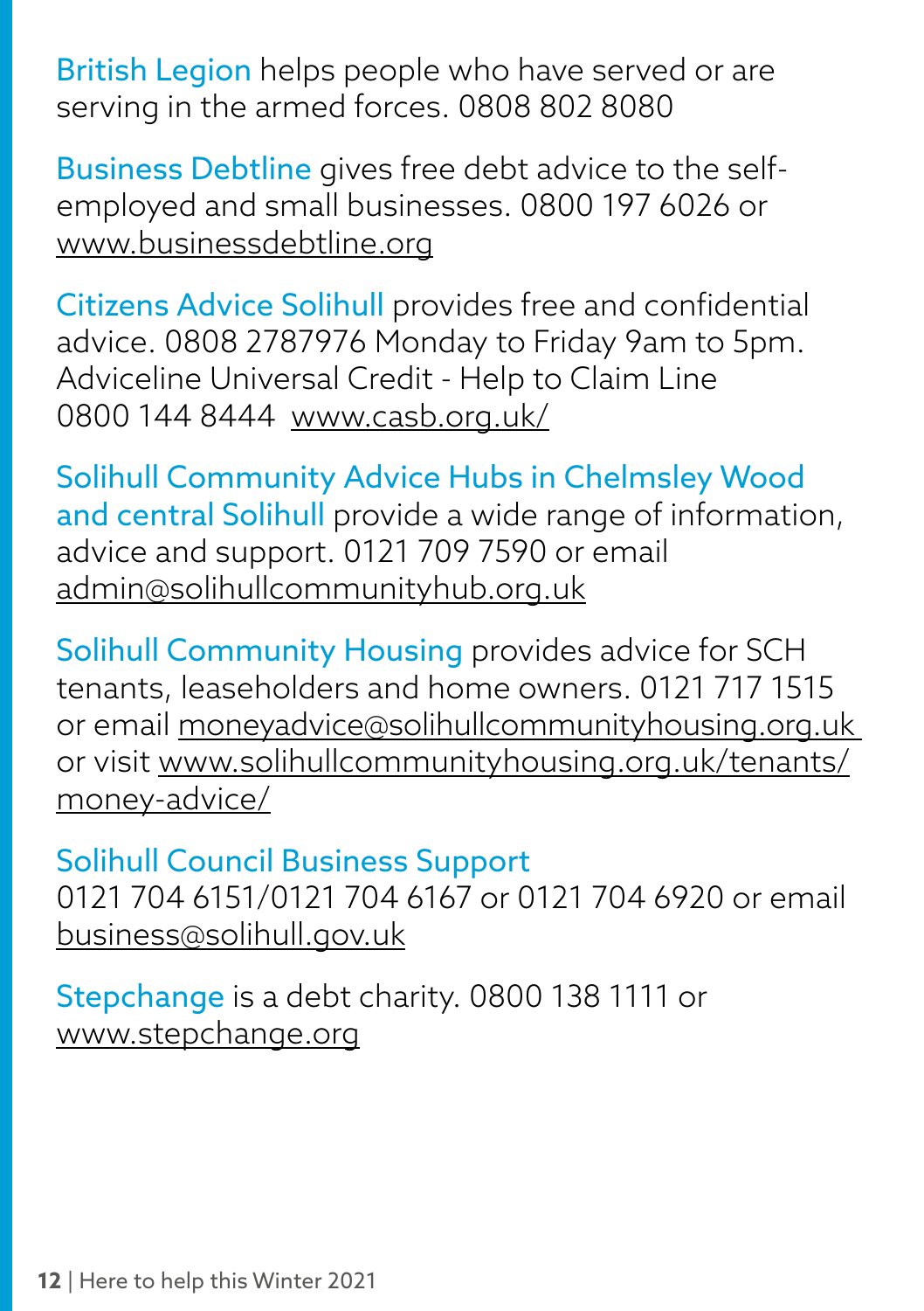**British Legion** helps people who have served or are serving in the armed forces. 0808 802 8080

**Business Debtline** gives free debt advice to the self-employed and small businesses. 0800 197 6026 or www.businessdebtline.org

**Citizens Advice Solihull** provides free and confidential advice. 0808 2787976 Monday to Friday 9am to 5pm. Adviceline Universal Credit - Help to Claim Line 0800 144 8444 www.casb.org.uk/

**Solihull Community Advice Hubs in Chelmsley Wood and central Solihull** provide a wide range of information, advice and support. 0121 709 7590 or email admin@solihullcommunityhub.org.uk

**Solihull Community Housing** provides advice for SCH tenants, leaseholders and home owners. 0121 717 1515 or email moneyadvice@solihullcommunityhousing.org.uk or visit www.solihullcommunityhousing.org.uk/tenants/money-advice/

**Solihull Council Business Support**
0121 704 6151/0121 704 6167 or 0121 704 6920 or email business@solihull.gov.uk

**Stepchange** is a debt charity. 0800 138 1111 or www.stepchange.org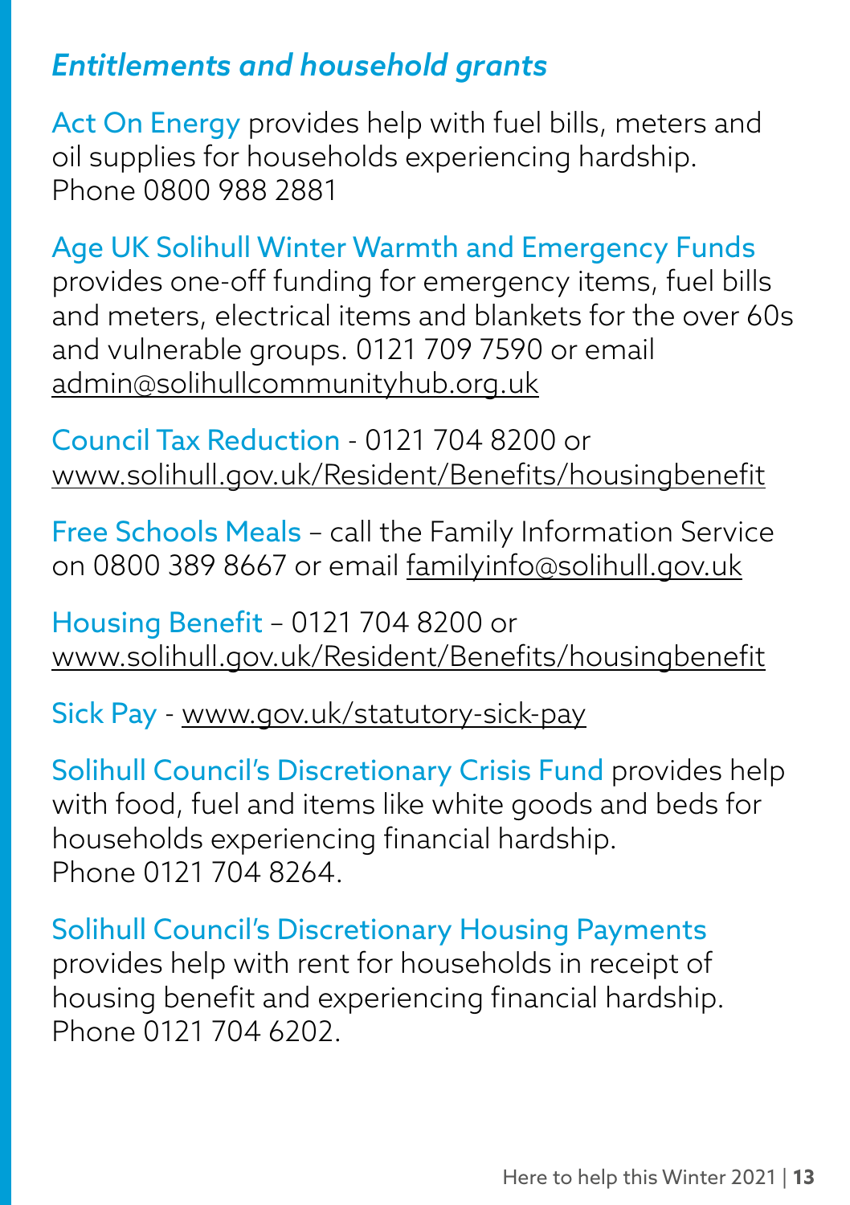## *Entitlements and household grants*

Act On Energy provides help with fuel bills, meters and oil supplies for households experiencing hardship. Phone 0800 988 2881

Age UK Solihull Winter Warmth and Emergency Funds provides one-off funding for emergency items, fuel bills and meters, electrical items and blankets for the over 60s and vulnerable groups. 0121 709 7590 or email admin@solihullcommunityhub.org.uk

Council Tax Reduction - 0121 704 8200 or www.solihull.gov.uk/Resident/Benefits/housingbenefit

Free Schools Meals – call the Family Information Service on 0800 389 8667 or email familyinfo@solihull.gov.uk

Housing Benefit – 0121 704 8200 or www.solihull.gov.uk/Resident/Benefits/housingbenefit

Sick Pay - www.gov.uk/statutory-sick-pay

Solihull Council's Discretionary Crisis Fund provides help with food, fuel and items like white goods and beds for households experiencing financial hardship. Phone 0121 704 8264.

Solihull Council's Discretionary Housing Payments provides help with rent for households in receipt of housing benefit and experiencing financial hardship. Phone 0121 704 6202.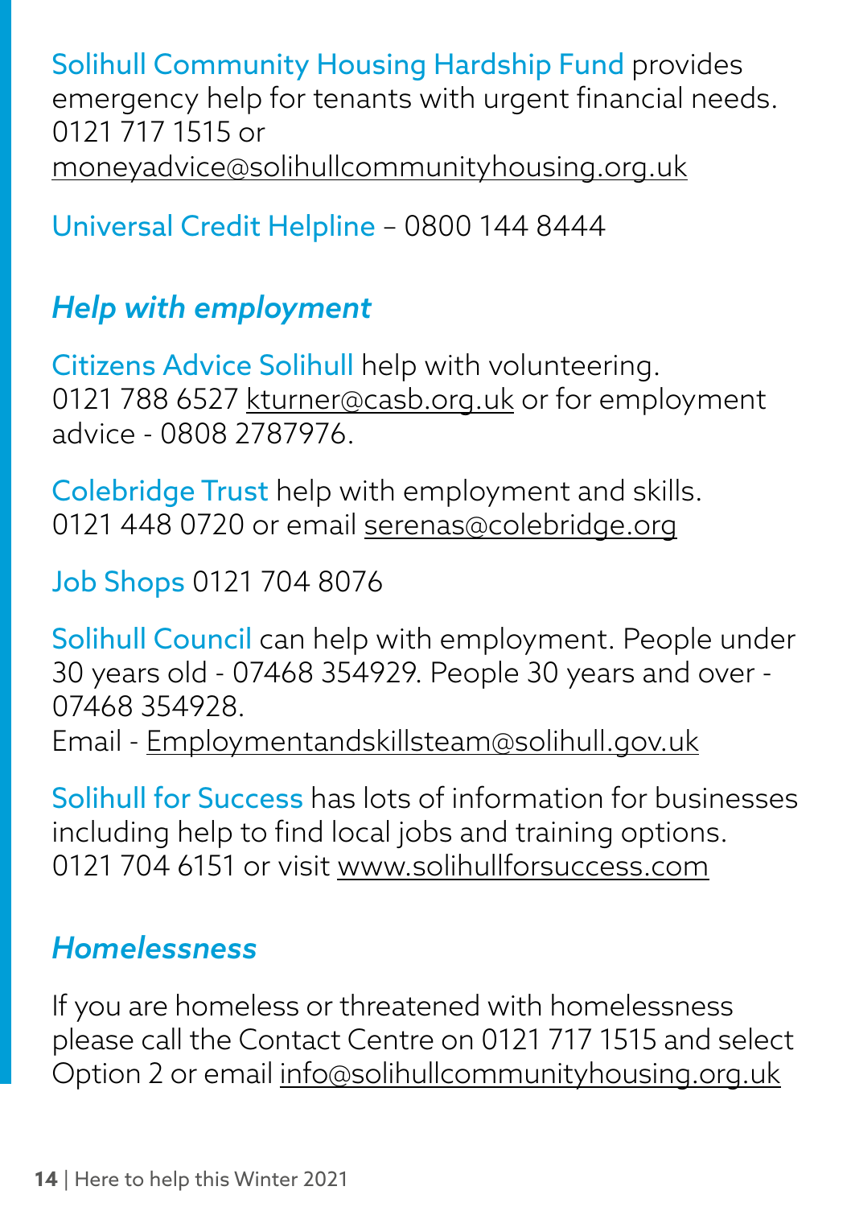Solihull Community Housing Hardship Fund provides emergency help for tenants with urgent financial needs. 0121 717 1515 or moneyadvice@solihullcommunityhousing.org.uk

Universal Credit Helpline – 0800 144 8444

## *Help with employment*

Citizens Advice Solihull help with volunteering. 0121 788 6527 kturner@casb.org.uk or for employment advice - 0808 2787976.

Colebridge Trust help with employment and skills. 0121 448 0720 or email serenas@colebridge.org

Job Shops 0121 704 8076

Solihull Council can help with employment. People under 30 years old - 07468 354929. People 30 years and over - 07468 354928.
Email - Employmentandskillsteam@solihull.gov.uk

Solihull for Success has lots of information for businesses including help to find local jobs and training options. 0121 704 6151 or visit www.solihullforsuccess.com

## *Homelessness*

If you are homeless or threatened with homelessness please call the Contact Centre on 0121 717 1515 and select Option 2 or email info@solihullcommunityhousing.org.uk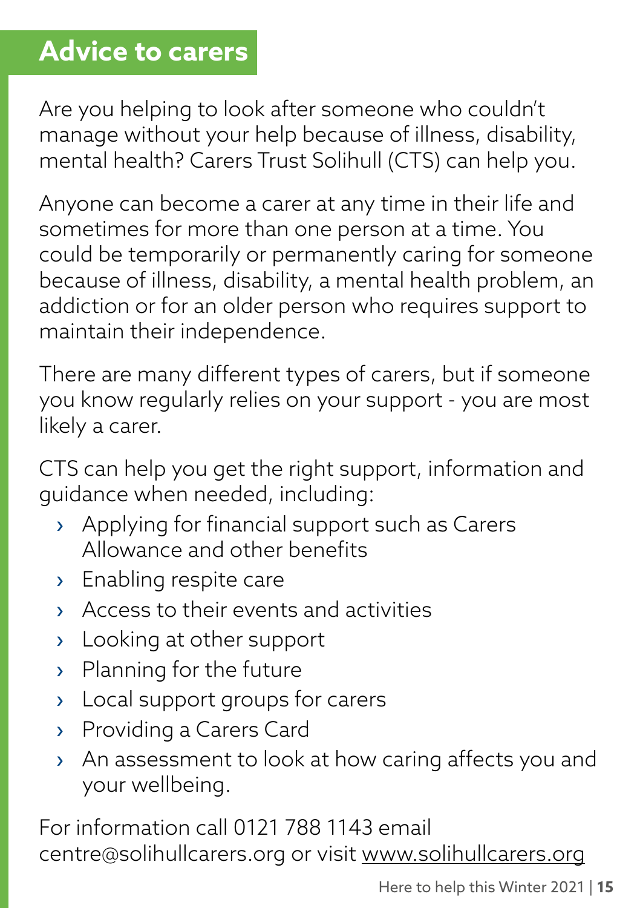## Advice to carers

Are you helping to look after someone who couldn't manage without your help because of illness, disability, mental health? Carers Trust Solihull (CTS) can help you.

Anyone can become a carer at any time in their life and sometimes for more than one person at a time. You could be temporarily or permanently caring for someone because of illness, disability, a mental health problem, an addiction or for an older person who requires support to maintain their independence.

There are many different types of carers, but if someone you know regularly relies on your support - you are most likely a carer.

CTS can help you get the right support, information and guidance when needed, including:

- Applying for financial support such as Carers Allowance and other benefits
- Enabling respite care
- Access to their events and activities
- Looking at other support
- Planning for the future
- Local support groups for carers
- Providing a Carers Card
- An assessment to look at how caring affects you and your wellbeing.

For information call 0121 788 1143 email centre@solihullcarers.org or visit www.solihullcarers.org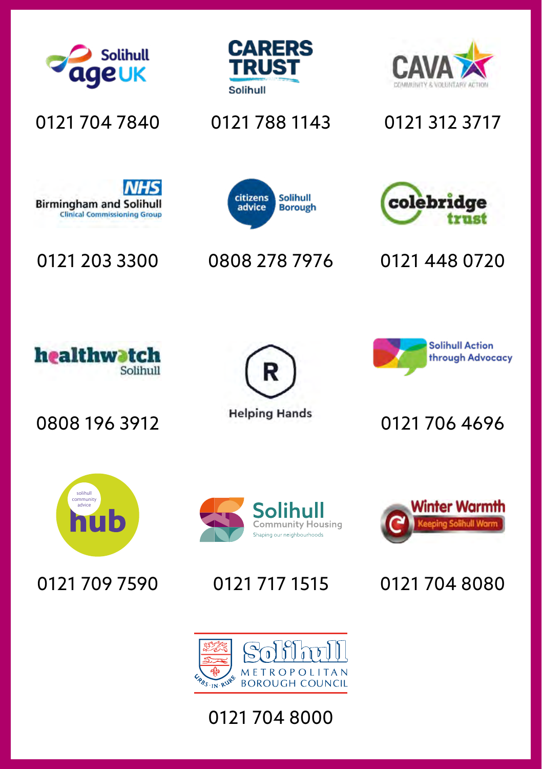Solihull Age UK

0121 704 7840

Carers Trust Solihull

0121 788 1143

CAVA Community & Voluntary Action

0121 312 3717

NHS Birmingham and Solihull Clinical Commissioning Group

0121 203 3300

Citizens Advice Solihull Borough

0808 278 7976

Colebridge Trust

0121 448 0720

Healthwatch Solihull

0808 196 3912

Helping Hands

Solihull Action through Advocacy

0121 706 4696

Solihull community advice hub

0121 709 7590

Solihull Community Housing

Shaping our neighbourhoods

0121 717 1515

Winter Warmth

Keeping Solihull Warm

0121 704 8080

Solihull Metropolitan Borough Council

Urbs in Rure

0121 704 8000